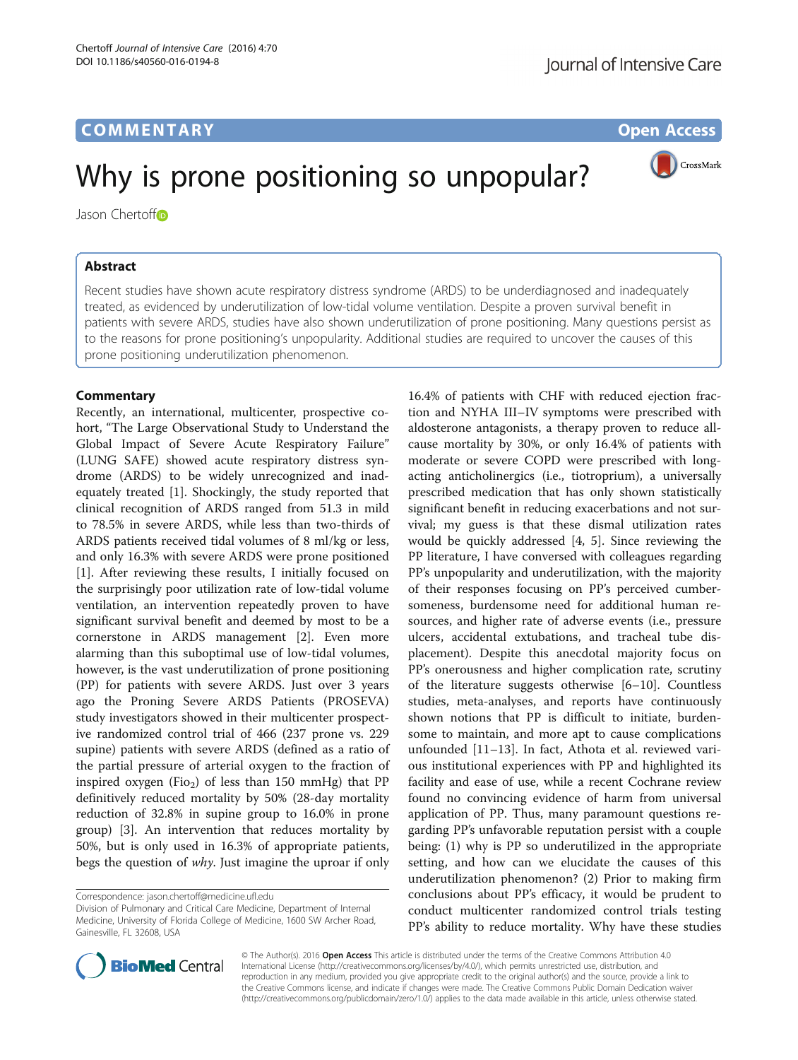COMMENTARY Open Access

# Why is prone positioning so unpopular?

Jason Chertoff

## Abstract

Recent studies have shown acute respiratory distress syndrome (ARDS) to be underdiagnosed and inadequately treated, as evidenced by underutilization of low-tidal volume ventilation. Despite a proven survival benefit in patients with severe ARDS, studies have also shown underutilization of prone positioning. Many questions persist as to the reasons for prone positioning's unpopularity. Additional studies are required to uncover the causes of this prone positioning underutilization phenomenon.

## Commentary

Recently, an international, multicenter, prospective cohort, "The Large Observational Study to Understand the Global Impact of Severe Acute Respiratory Failure" (LUNG SAFE) showed acute respiratory distress syndrome (ARDS) to be widely unrecognized and inadequately treated [1]. Shockingly, the study reported that clinical recognition of ARDS ranged from 51.3 in mild to 78.5% in severe ARDS, while less than two-thirds of ARDS patients received tidal volumes of 8 ml/kg or less, and only 16.3% with severe ARDS were prone positioned [1]. After reviewing these results, I initially focused on the surprisingly poor utilization rate of low-tidal volume ventilation, an intervention repeatedly proven to have significant survival benefit and deemed by most to be a cornerstone in ARDS management [2]. Even more alarming than this suboptimal use of low-tidal volumes, however, is the vast underutilization of prone positioning (PP) for patients with severe ARDS. Just over 3 years ago the Proning Severe ARDS Patients (PROSEVA) study investigators showed in their multicenter prospective randomized control trial of 466 (237 prone vs. 229 supine) patients with severe ARDS (defined as a ratio of the partial pressure of arterial oxygen to the fraction of inspired oxygen ($Fio_2$) of less than 150 mmHg) that PP definitively reduced mortality by 50% (28-day mortality reduction of 32.8% in supine group to 16.0% in prone group) [3]. An intervention that reduces mortality by 50%, but is only used in 16.3% of appropriate patients, begs the question of *why*. Just imagine the uproar if only 16.4% of patients with CHF with reduced ejection fraction and NYHA III–IV symptoms were prescribed with aldosterone antagonists, a therapy proven to reduce all-cause mortality by 30%, or only 16.4% of patients with moderate or severe COPD were prescribed with long-acting anticholinergics (i.e., tiotroprium), a universally prescribed medication that has only shown statistically significant benefit in reducing exacerbations and not survival; my guess is that these dismal utilization rates would be quickly addressed [4, 5]. Since reviewing the PP literature, I have conversed with colleagues regarding PP's unpopularity and underutilization, with the majority of their responses focusing on PP's perceived cumbersomeness, burdensome need for additional human resources, and higher rate of adverse events (i.e., pressure ulcers, accidental extubations, and tracheal tube displacement). Despite this anecdotal majority focus on PP's onerousness and higher complication rate, scrutiny of the literature suggests otherwise [6–10]. Countless studies, meta-analyses, and reports have continuously shown notions that PP is difficult to initiate, burdensome to maintain, and more apt to cause complications unfounded [11–13]. In fact, Athota et al. reviewed various institutional experiences with PP and highlighted its facility and ease of use, while a recent Cochrane review found no convincing evidence of harm from universal application of PP. Thus, many paramount questions regarding PP's unfavorable reputation persist with a couple being: (1) why is PP so underutilized in the appropriate setting, and how can we elucidate the causes of this underutilization phenomenon? (2) Prior to making firm conclusions about PP's efficacy, it would be prudent to conduct multicenter randomized control trials testing PP's ability to reduce mortality. Why have these studies

Correspondence: jason.chertoff@medicine.ufl.edu
Division of Pulmonary and Critical Care Medicine, Department of Internal Medicine, University of Florida College of Medicine, 1600 SW Archer Road, Gainesville, FL 32608, USA

© The Author(s). 2016 **Open Access** This article is distributed under the terms of the Creative Commons Attribution 4.0 International License (http://creativecommons.org/licenses/by/4.0/), which permits unrestricted use, distribution, and reproduction in any medium, provided you give appropriate credit to the original author(s) and the source, provide a link to the Creative Commons license, and indicate if changes were made. The Creative Commons Public Domain Dedication waiver (http://creativecommons.org/publicdomain/zero/1.0/) applies to the data made available in this article, unless otherwise stated.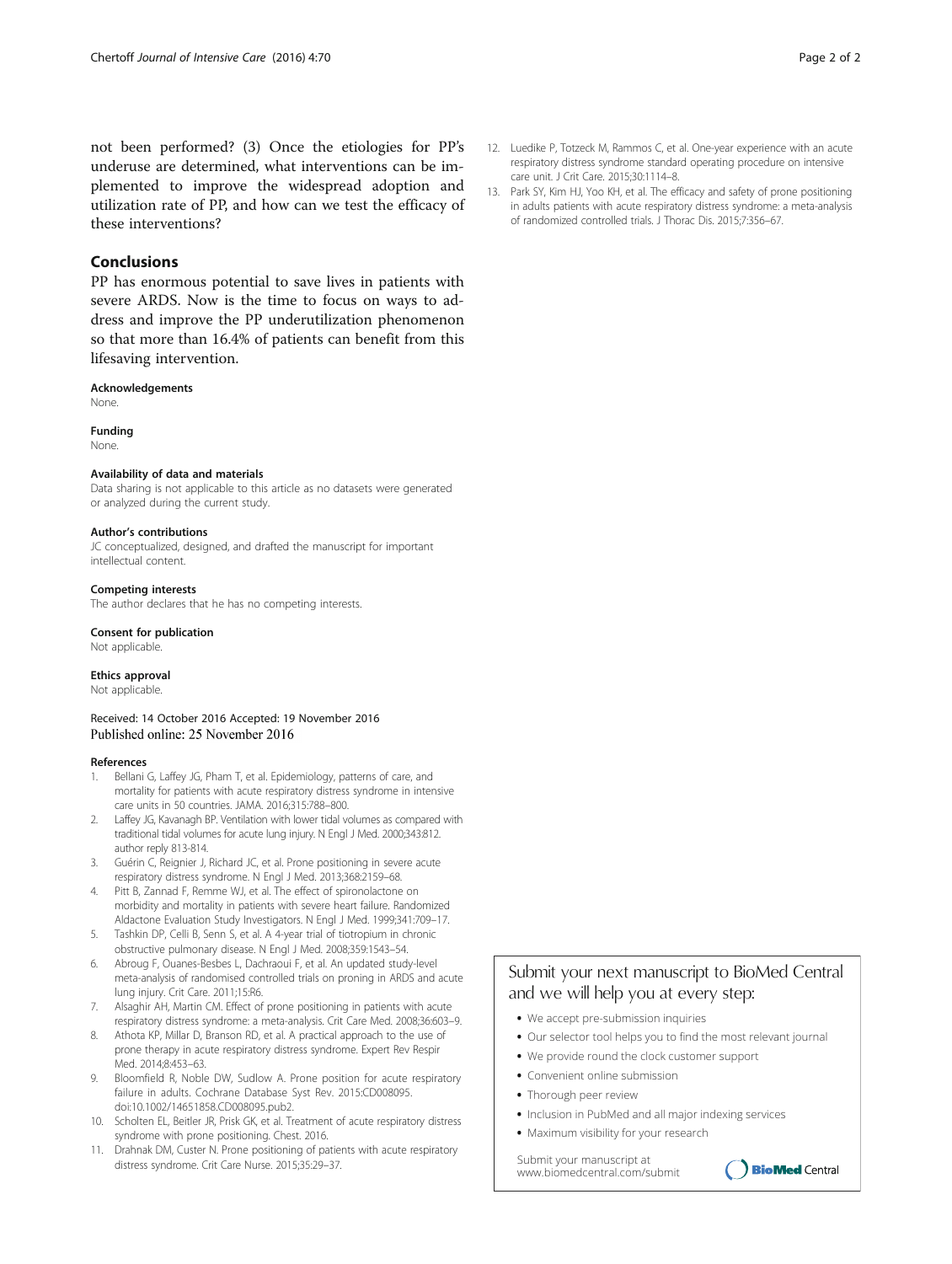not been performed? (3) Once the etiologies for PP's underuse are determined, what interventions can be implemented to improve the widespread adoption and utilization rate of PP, and how can we test the efficacy of these interventions?

## Conclusions

PP has enormous potential to save lives in patients with severe ARDS. Now is the time to focus on ways to address and improve the PP underutilization phenomenon so that more than 16.4% of patients can benefit from this lifesaving intervention.

### Acknowledgements

None.

### Funding

None.

### Availability of data and materials

Data sharing is not applicable to this article as no datasets were generated or analyzed during the current study.

### Author's contributions

JC conceptualized, designed, and drafted the manuscript for important intellectual content.

### Competing interests

The author declares that he has no competing interests.

### Consent for publication

Not applicable.

### Ethics approval

Not applicable.

Received: 14 October 2016 Accepted: 19 November 2016
Published online: 25 November 2016

### References

1. Bellani G, Laffey JG, Pham T, et al. Epidemiology, patterns of care, and mortality for patients with acute respiratory distress syndrome in intensive care units in 50 countries. JAMA. 2016;315:788–800.
2. Laffey JG, Kavanagh BP. Ventilation with lower tidal volumes as compared with traditional tidal volumes for acute lung injury. N Engl J Med. 2000;343:812. author reply 813-814.
3. Guérin C, Reignier J, Richard JC, et al. Prone positioning in severe acute respiratory distress syndrome. N Engl J Med. 2013;368:2159–68.
4. Pitt B, Zannad F, Remme WJ, et al. The effect of spironolactone on morbidity and mortality in patients with severe heart failure. Randomized Aldactone Evaluation Study Investigators. N Engl J Med. 1999;341:709–17.
5. Tashkin DP, Celli B, Senn S, et al. A 4-year trial of tiotropium in chronic obstructive pulmonary disease. N Engl J Med. 2008;359:1543–54.
6. Abroug F, Ouanes-Besbes L, Dachraoui F, et al. An updated study-level meta-analysis of randomised controlled trials on proning in ARDS and acute lung injury. Crit Care. 2011;15:R6.
7. Alsaghir AH, Martin CM. Effect of prone positioning in patients with acute respiratory distress syndrome: a meta-analysis. Crit Care Med. 2008;36:603–9.
8. Athota KP, Millar D, Branson RD, et al. A practical approach to the use of prone therapy in acute respiratory distress syndrome. Expert Rev Respir Med. 2014;8:453–63.
9. Bloomfield R, Noble DW, Sudlow A. Prone position for acute respiratory failure in adults. Cochrane Database Syst Rev. 2015:CD008095. doi:10.1002/14651858.CD008095.pub2.
10. Scholten EL, Beitler JR, Prisk GK, et al. Treatment of acute respiratory distress syndrome with prone positioning. Chest. 2016.
11. Drahnak DM, Custer N. Prone positioning of patients with acute respiratory distress syndrome. Crit Care Nurse. 2015;35:29–37.
12. Luedike P, Totzeck M, Rammos C, et al. One-year experience with an acute respiratory distress syndrome standard operating procedure on intensive care unit. J Crit Care. 2015;30:1114–8.
13. Park SY, Kim HJ, Yoo KH, et al. The efficacy and safety of prone positioning in adults patients with acute respiratory distress syndrome: a meta-analysis of randomized controlled trials. J Thorac Dis. 2015;7:356–67.

Submit your next manuscript to BioMed Central and we will help you at every step:

- We accept pre-submission inquiries
- Our selector tool helps you to find the most relevant journal
- We provide round the clock customer support
- Convenient online submission
- Thorough peer review
- Inclusion in PubMed and all major indexing services
- Maximum visibility for your research

Submit your manuscript at www.biomedcentral.com/submit

BioMed Central